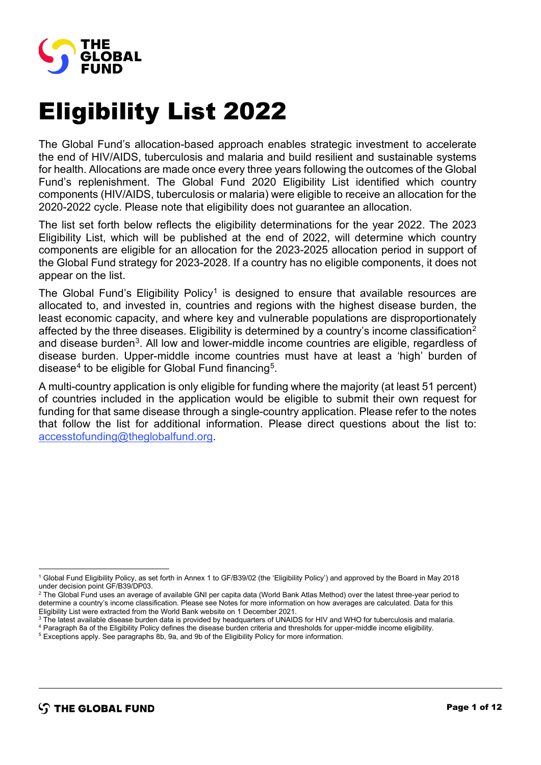# Eligibility List 2022

The Global Fund's allocation-based approach enables strategic investment to accelerate the end of HIV/AIDS, tuberculosis and malaria and build resilient and sustainable systems for health. Allocations are made once every three years following the outcomes of the Global Fund's replenishment. The Global Fund 2020 Eligibility List identified which country components (HIV/AIDS, tuberculosis or malaria) were eligible to receive an allocation for the 2020-2022 cycle. Please note that eligibility does not guarantee an allocation.

The list set forth below reflects the eligibility determinations for the year 2022. The 2023 Eligibility List, which will be published at the end of 2022, will determine which country components are eligible for an allocation for the 2023-2025 allocation period in support of the Global Fund strategy for 2023-2028. If a country has no eligible components, it does not appear on the list.

The Global Fund's Eligibility Policy[1] is designed to ensure that available resources are allocated to, and invested in, countries and regions with the highest disease burden, the least economic capacity, and where key and vulnerable populations are disproportionately affected by the three diseases. Eligibility is determined by a country's income classification[2] and disease burden[3]. All low and lower-middle income countries are eligible, regardless of disease burden. Upper-middle income countries must have at least a 'high' burden of disease[4] to be eligible for Global Fund financing[5].

A multi-country application is only eligible for funding where the majority (at least 51 percent) of countries included in the application would be eligible to submit their own request for funding for that same disease through a single-country application. Please refer to the notes that follow the list for additional information. Please direct questions about the list to: accesstofunding@theglobalfund.org.

---

[1] Global Fund Eligibility Policy, as set forth in Annex 1 to GF/B39/02 (the 'Eligibility Policy') and approved by the Board in May 2018 under decision point GF/B39/DP03.

[2] The Global Fund uses an average of available GNI per capita data (World Bank Atlas Method) over the latest three-year period to determine a country's income classification. Please see Notes for more information on how averages are calculated. Data for this Eligibility List were extracted from the World Bank website on 1 December 2021.

[3] The latest available disease burden data is provided by headquarters of UNAIDS for HIV and WHO for tuberculosis and malaria.

[4] Paragraph 8a of the Eligibility Policy defines the disease burden criteria and thresholds for upper-middle income eligibility.

[5] Exceptions apply. See paragraphs 8b, 9a, and 9b of the Eligibility Policy for more information.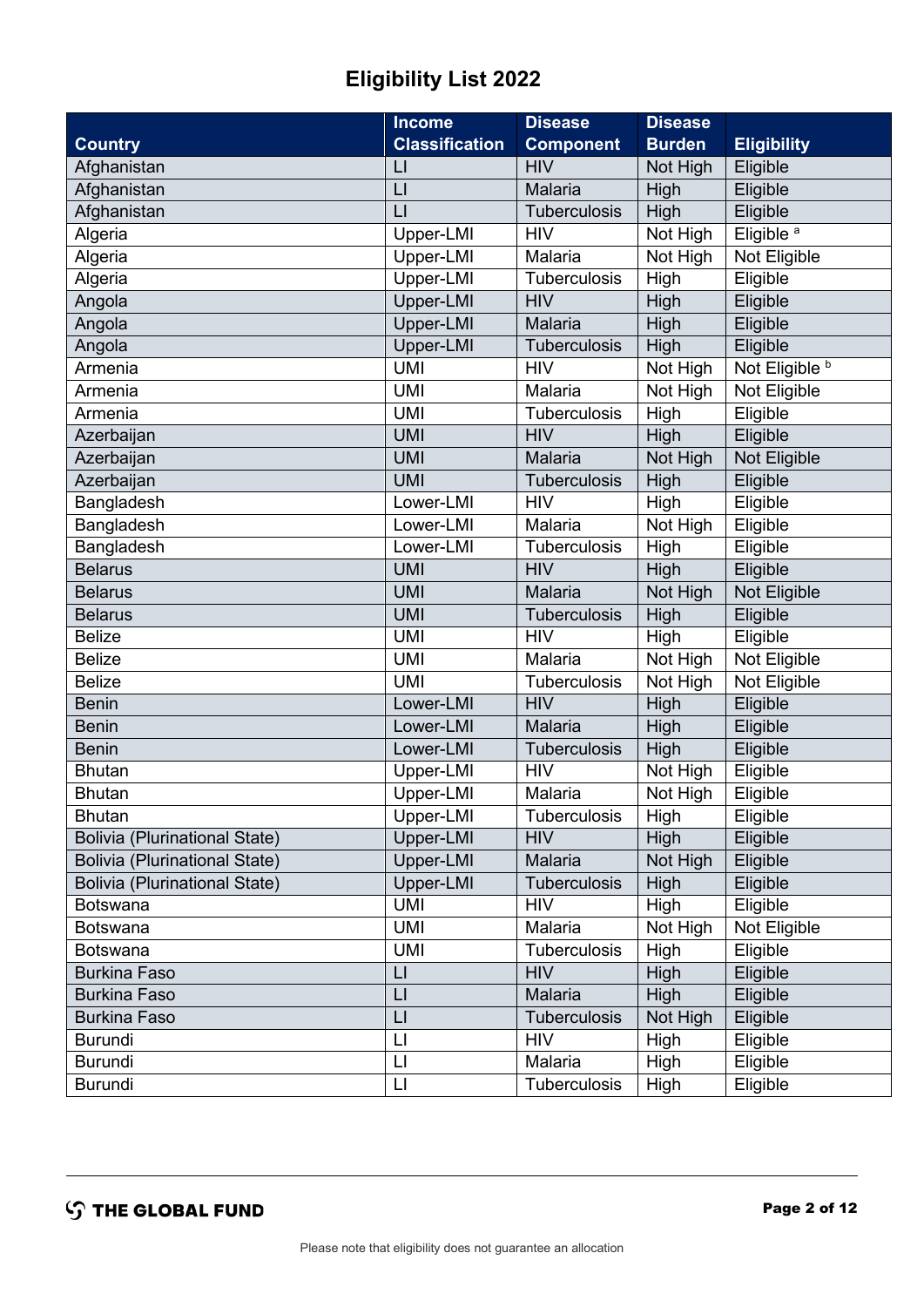# Eligibility List 2022

| Country | Income Classification | Disease Component | Disease Burden | Eligibility |
|---|---|---|---|---|
| Afghanistan | LI | HIV | Not High | Eligible |
| Afghanistan | LI | Malaria | High | Eligible |
| Afghanistan | LI | Tuberculosis | High | Eligible |
| Algeria | Upper-LMI | HIV | Not High | Eligible [a] |
| Algeria | Upper-LMI | Malaria | Not High | Not Eligible |
| Algeria | Upper-LMI | Tuberculosis | High | Eligible |
| Angola | Upper-LMI | HIV | High | Eligible |
| Angola | Upper-LMI | Malaria | High | Eligible |
| Angola | Upper-LMI | Tuberculosis | High | Eligible |
| Armenia | UMI | HIV | Not High | Not Eligible [b] |
| Armenia | UMI | Malaria | Not High | Not Eligible |
| Armenia | UMI | Tuberculosis | High | Eligible |
| Azerbaijan | UMI | HIV | High | Eligible |
| Azerbaijan | UMI | Malaria | Not High | Not Eligible |
| Azerbaijan | UMI | Tuberculosis | High | Eligible |
| Bangladesh | Lower-LMI | HIV | High | Eligible |
| Bangladesh | Lower-LMI | Malaria | Not High | Eligible |
| Bangladesh | Lower-LMI | Tuberculosis | High | Eligible |
| Belarus | UMI | HIV | High | Eligible |
| Belarus | UMI | Malaria | Not High | Not Eligible |
| Belarus | UMI | Tuberculosis | High | Eligible |
| Belize | UMI | HIV | High | Eligible |
| Belize | UMI | Malaria | Not High | Not Eligible |
| Belize | UMI | Tuberculosis | Not High | Not Eligible |
| Benin | Lower-LMI | HIV | High | Eligible |
| Benin | Lower-LMI | Malaria | High | Eligible |
| Benin | Lower-LMI | Tuberculosis | High | Eligible |
| Bhutan | Upper-LMI | HIV | Not High | Eligible |
| Bhutan | Upper-LMI | Malaria | Not High | Eligible |
| Bhutan | Upper-LMI | Tuberculosis | High | Eligible |
| Bolivia (Plurinational State) | Upper-LMI | HIV | High | Eligible |
| Bolivia (Plurinational State) | Upper-LMI | Malaria | Not High | Eligible |
| Bolivia (Plurinational State) | Upper-LMI | Tuberculosis | High | Eligible |
| Botswana | UMI | HIV | High | Eligible |
| Botswana | UMI | Malaria | Not High | Not Eligible |
| Botswana | UMI | Tuberculosis | High | Eligible |
| Burkina Faso | LI | HIV | High | Eligible |
| Burkina Faso | LI | Malaria | High | Eligible |
| Burkina Faso | LI | Tuberculosis | Not High | Eligible |
| Burundi | LI | HIV | High | Eligible |
| Burundi | LI | Malaria | High | Eligible |
| Burundi | LI | Tuberculosis | High | Eligible |

Please note that eligibility does not guarantee an allocation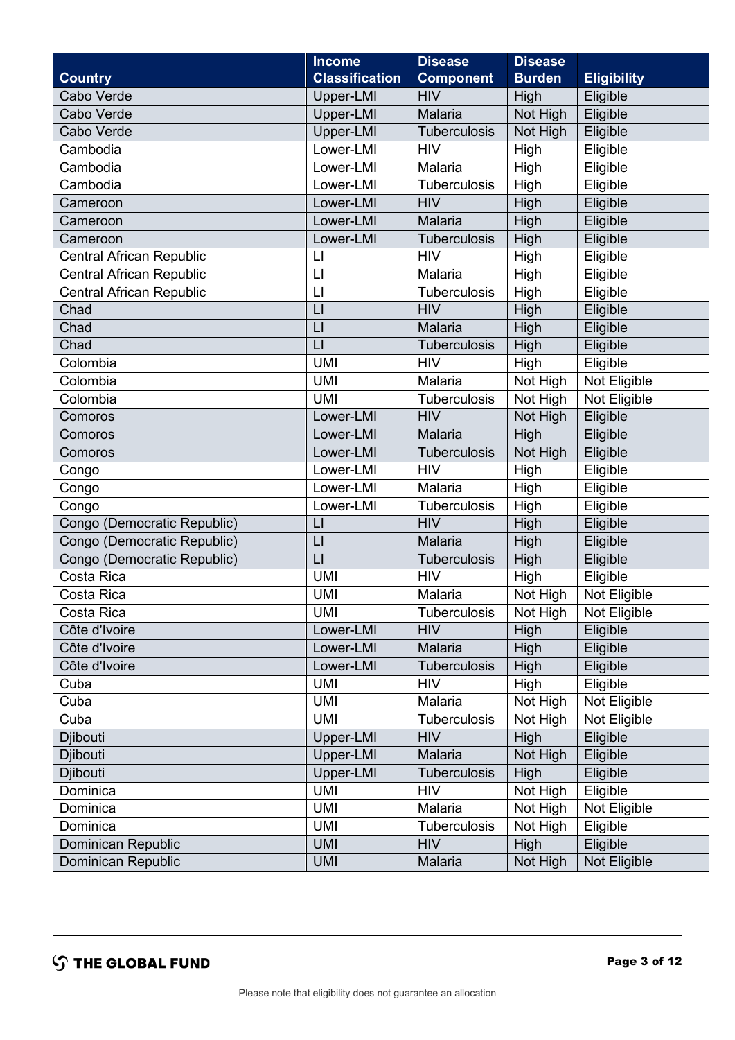| Country | Income Classification | Disease Component | Disease Burden | Eligibility |
|---|---|---|---|---|
| Cabo Verde | Upper-LMI | HIV | High | Eligible |
| Cabo Verde | Upper-LMI | Malaria | Not High | Eligible |
| Cabo Verde | Upper-LMI | Tuberculosis | Not High | Eligible |
| Cambodia | Lower-LMI | HIV | High | Eligible |
| Cambodia | Lower-LMI | Malaria | High | Eligible |
| Cambodia | Lower-LMI | Tuberculosis | High | Eligible |
| Cameroon | Lower-LMI | HIV | High | Eligible |
| Cameroon | Lower-LMI | Malaria | High | Eligible |
| Cameroon | Lower-LMI | Tuberculosis | High | Eligible |
| Central African Republic | LI | HIV | High | Eligible |
| Central African Republic | LI | Malaria | High | Eligible |
| Central African Republic | LI | Tuberculosis | High | Eligible |
| Chad | LI | HIV | High | Eligible |
| Chad | LI | Malaria | High | Eligible |
| Chad | LI | Tuberculosis | High | Eligible |
| Colombia | UMI | HIV | High | Eligible |
| Colombia | UMI | Malaria | Not High | Not Eligible |
| Colombia | UMI | Tuberculosis | Not High | Not Eligible |
| Comoros | Lower-LMI | HIV | Not High | Eligible |
| Comoros | Lower-LMI | Malaria | High | Eligible |
| Comoros | Lower-LMI | Tuberculosis | Not High | Eligible |
| Congo | Lower-LMI | HIV | High | Eligible |
| Congo | Lower-LMI | Malaria | High | Eligible |
| Congo | Lower-LMI | Tuberculosis | High | Eligible |
| Congo (Democratic Republic) | LI | HIV | High | Eligible |
| Congo (Democratic Republic) | LI | Malaria | High | Eligible |
| Congo (Democratic Republic) | LI | Tuberculosis | High | Eligible |
| Costa Rica | UMI | HIV | High | Eligible |
| Costa Rica | UMI | Malaria | Not High | Not Eligible |
| Costa Rica | UMI | Tuberculosis | Not High | Not Eligible |
| Côte d'Ivoire | Lower-LMI | HIV | High | Eligible |
| Côte d'Ivoire | Lower-LMI | Malaria | High | Eligible |
| Côte d'Ivoire | Lower-LMI | Tuberculosis | High | Eligible |
| Cuba | UMI | HIV | High | Eligible |
| Cuba | UMI | Malaria | Not High | Not Eligible |
| Cuba | UMI | Tuberculosis | Not High | Not Eligible |
| Djibouti | Upper-LMI | HIV | High | Eligible |
| Djibouti | Upper-LMI | Malaria | Not High | Eligible |
| Djibouti | Upper-LMI | Tuberculosis | High | Eligible |
| Dominica | UMI | HIV | Not High | Eligible |
| Dominica | UMI | Malaria | Not High | Not Eligible |
| Dominica | UMI | Tuberculosis | Not High | Eligible |
| Dominican Republic | UMI | HIV | High | Eligible |
| Dominican Republic | UMI | Malaria | Not High | Not Eligible |

Please note that eligibility does not guarantee an allocation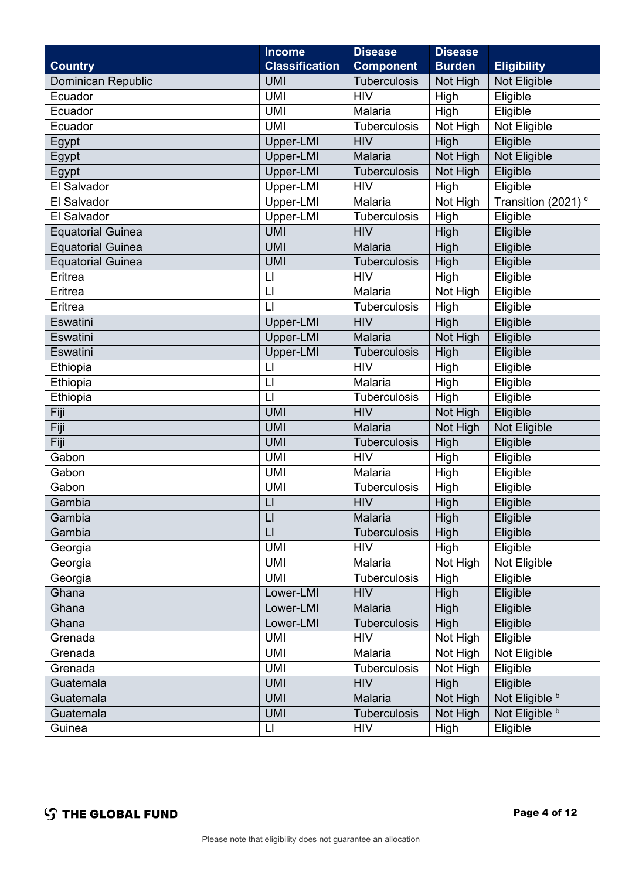| Country | Income Classification | Disease Component | Disease Burden | Eligibility |
|---|---|---|---|---|
| Dominican Republic | UMI | Tuberculosis | Not High | Not Eligible |
| Ecuador | UMI | HIV | High | Eligible |
| Ecuador | UMI | Malaria | High | Eligible |
| Ecuador | UMI | Tuberculosis | Not High | Not Eligible |
| Egypt | Upper-LMI | HIV | High | Eligible |
| Egypt | Upper-LMI | Malaria | Not High | Not Eligible |
| Egypt | Upper-LMI | Tuberculosis | Not High | Eligible |
| El Salvador | Upper-LMI | HIV | High | Eligible |
| El Salvador | Upper-LMI | Malaria | Not High | Transition (2021) [c] |
| El Salvador | Upper-LMI | Tuberculosis | High | Eligible |
| Equatorial Guinea | UMI | HIV | High | Eligible |
| Equatorial Guinea | UMI | Malaria | High | Eligible |
| Equatorial Guinea | UMI | Tuberculosis | High | Eligible |
| Eritrea | LI | HIV | High | Eligible |
| Eritrea | LI | Malaria | Not High | Eligible |
| Eritrea | LI | Tuberculosis | High | Eligible |
| Eswatini | Upper-LMI | HIV | High | Eligible |
| Eswatini | Upper-LMI | Malaria | Not High | Eligible |
| Eswatini | Upper-LMI | Tuberculosis | High | Eligible |
| Ethiopia | LI | HIV | High | Eligible |
| Ethiopia | LI | Malaria | High | Eligible |
| Ethiopia | LI | Tuberculosis | High | Eligible |
| Fiji | UMI | HIV | Not High | Eligible |
| Fiji | UMI | Malaria | Not High | Not Eligible |
| Fiji | UMI | Tuberculosis | High | Eligible |
| Gabon | UMI | HIV | High | Eligible |
| Gabon | UMI | Malaria | High | Eligible |
| Gabon | UMI | Tuberculosis | High | Eligible |
| Gambia | LI | HIV | High | Eligible |
| Gambia | LI | Malaria | High | Eligible |
| Gambia | LI | Tuberculosis | High | Eligible |
| Georgia | UMI | HIV | High | Eligible |
| Georgia | UMI | Malaria | Not High | Not Eligible |
| Georgia | UMI | Tuberculosis | High | Eligible |
| Ghana | Lower-LMI | HIV | High | Eligible |
| Ghana | Lower-LMI | Malaria | High | Eligible |
| Ghana | Lower-LMI | Tuberculosis | High | Eligible |
| Grenada | UMI | HIV | Not High | Eligible |
| Grenada | UMI | Malaria | Not High | Not Eligible |
| Grenada | UMI | Tuberculosis | Not High | Eligible |
| Guatemala | UMI | HIV | High | Eligible |
| Guatemala | UMI | Malaria | Not High | Not Eligible [b] |
| Guatemala | UMI | Tuberculosis | Not High | Not Eligible [b] |
| Guinea | LI | HIV | High | Eligible |

Please note that eligibility does not guarantee an allocation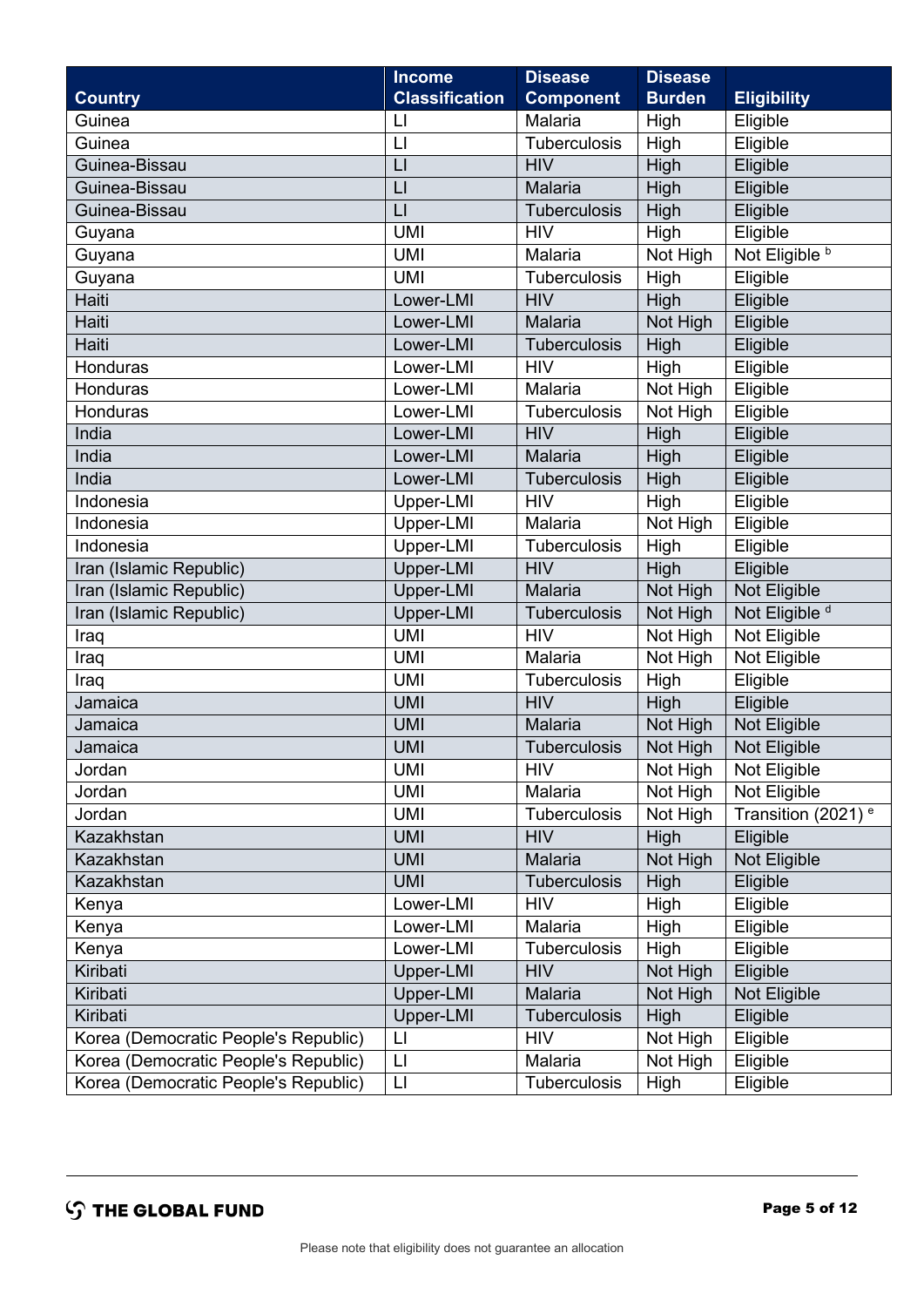| Country | Income Classification | Disease Component | Disease Burden | Eligibility |
|---|---|---|---|---|
| Guinea | LI | Malaria | High | Eligible |
| Guinea | LI | Tuberculosis | High | Eligible |
| Guinea-Bissau | LI | HIV | High | Eligible |
| Guinea-Bissau | LI | Malaria | High | Eligible |
| Guinea-Bissau | LI | Tuberculosis | High | Eligible |
| Guyana | UMI | HIV | High | Eligible |
| Guyana | UMI | Malaria | Not High | Not Eligible [b] |
| Guyana | UMI | Tuberculosis | High | Eligible |
| Haiti | Lower-LMI | HIV | High | Eligible |
| Haiti | Lower-LMI | Malaria | Not High | Eligible |
| Haiti | Lower-LMI | Tuberculosis | High | Eligible |
| Honduras | Lower-LMI | HIV | High | Eligible |
| Honduras | Lower-LMI | Malaria | Not High | Eligible |
| Honduras | Lower-LMI | Tuberculosis | Not High | Eligible |
| India | Lower-LMI | HIV | High | Eligible |
| India | Lower-LMI | Malaria | High | Eligible |
| India | Lower-LMI | Tuberculosis | High | Eligible |
| Indonesia | Upper-LMI | HIV | High | Eligible |
| Indonesia | Upper-LMI | Malaria | Not High | Eligible |
| Indonesia | Upper-LMI | Tuberculosis | High | Eligible |
| Iran (Islamic Republic) | Upper-LMI | HIV | High | Eligible |
| Iran (Islamic Republic) | Upper-LMI | Malaria | Not High | Not Eligible |
| Iran (Islamic Republic) | Upper-LMI | Tuberculosis | Not High | Not Eligible [d] |
| Iraq | UMI | HIV | Not High | Not Eligible |
| Iraq | UMI | Malaria | Not High | Not Eligible |
| Iraq | UMI | Tuberculosis | High | Eligible |
| Jamaica | UMI | HIV | High | Eligible |
| Jamaica | UMI | Malaria | Not High | Not Eligible |
| Jamaica | UMI | Tuberculosis | Not High | Not Eligible |
| Jordan | UMI | HIV | Not High | Not Eligible |
| Jordan | UMI | Malaria | Not High | Not Eligible |
| Jordan | UMI | Tuberculosis | Not High | Transition (2021) [e] |
| Kazakhstan | UMI | HIV | High | Eligible |
| Kazakhstan | UMI | Malaria | Not High | Not Eligible |
| Kazakhstan | UMI | Tuberculosis | High | Eligible |
| Kenya | Lower-LMI | HIV | High | Eligible |
| Kenya | Lower-LMI | Malaria | High | Eligible |
| Kenya | Lower-LMI | Tuberculosis | High | Eligible |
| Kiribati | Upper-LMI | HIV | Not High | Eligible |
| Kiribati | Upper-LMI | Malaria | Not High | Not Eligible |
| Kiribati | Upper-LMI | Tuberculosis | High | Eligible |
| Korea (Democratic People's Republic) | LI | HIV | Not High | Eligible |
| Korea (Democratic People's Republic) | LI | Malaria | Not High | Eligible |
| Korea (Democratic People's Republic) | LI | Tuberculosis | High | Eligible |

Please note that eligibility does not guarantee an allocation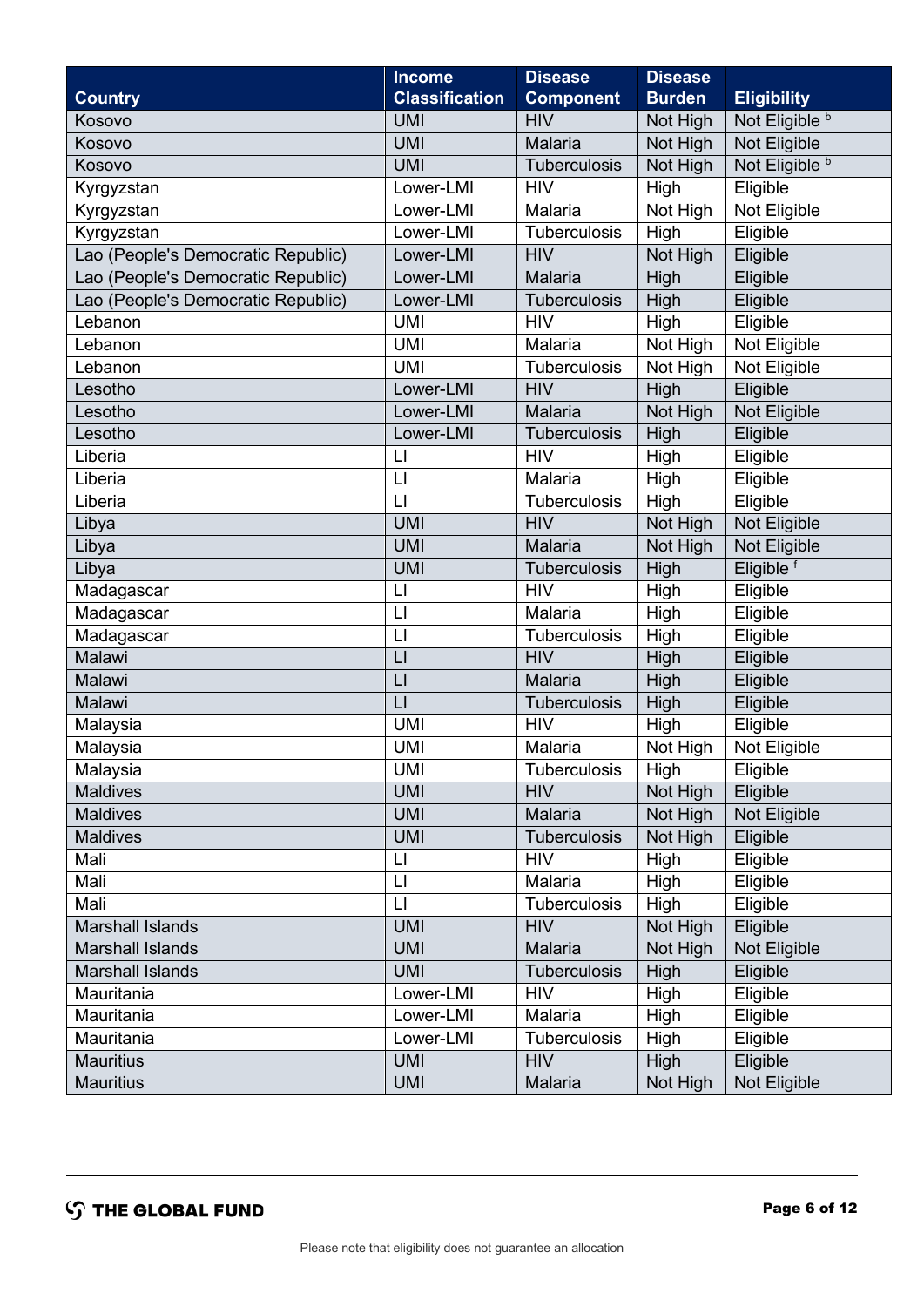| Country | Income Classification | Disease Component | Disease Burden | Eligibility |
|---|---|---|---|---|
| Kosovo | UMI | HIV | Not High | Not Eligible [b] |
| Kosovo | UMI | Malaria | Not High | Not Eligible |
| Kosovo | UMI | Tuberculosis | Not High | Not Eligible [b] |
| Kyrgyzstan | Lower-LMI | HIV | High | Eligible |
| Kyrgyzstan | Lower-LMI | Malaria | Not High | Not Eligible |
| Kyrgyzstan | Lower-LMI | Tuberculosis | High | Eligible |
| Lao (People's Democratic Republic) | Lower-LMI | HIV | Not High | Eligible |
| Lao (People's Democratic Republic) | Lower-LMI | Malaria | High | Eligible |
| Lao (People's Democratic Republic) | Lower-LMI | Tuberculosis | High | Eligible |
| Lebanon | UMI | HIV | High | Eligible |
| Lebanon | UMI | Malaria | Not High | Not Eligible |
| Lebanon | UMI | Tuberculosis | Not High | Not Eligible |
| Lesotho | Lower-LMI | HIV | High | Eligible |
| Lesotho | Lower-LMI | Malaria | Not High | Not Eligible |
| Lesotho | Lower-LMI | Tuberculosis | High | Eligible |
| Liberia | LI | HIV | High | Eligible |
| Liberia | LI | Malaria | High | Eligible |
| Liberia | LI | Tuberculosis | High | Eligible |
| Libya | UMI | HIV | Not High | Not Eligible |
| Libya | UMI | Malaria | Not High | Not Eligible |
| Libya | UMI | Tuberculosis | High | Eligible [f] |
| Madagascar | LI | HIV | High | Eligible |
| Madagascar | LI | Malaria | High | Eligible |
| Madagascar | LI | Tuberculosis | High | Eligible |
| Malawi | LI | HIV | High | Eligible |
| Malawi | LI | Malaria | High | Eligible |
| Malawi | LI | Tuberculosis | High | Eligible |
| Malaysia | UMI | HIV | High | Eligible |
| Malaysia | UMI | Malaria | Not High | Not Eligible |
| Malaysia | UMI | Tuberculosis | High | Eligible |
| Maldives | UMI | HIV | Not High | Eligible |
| Maldives | UMI | Malaria | Not High | Not Eligible |
| Maldives | UMI | Tuberculosis | Not High | Eligible |
| Mali | LI | HIV | High | Eligible |
| Mali | LI | Malaria | High | Eligible |
| Mali | LI | Tuberculosis | High | Eligible |
| Marshall Islands | UMI | HIV | Not High | Eligible |
| Marshall Islands | UMI | Malaria | Not High | Not Eligible |
| Marshall Islands | UMI | Tuberculosis | High | Eligible |
| Mauritania | Lower-LMI | HIV | High | Eligible |
| Mauritania | Lower-LMI | Malaria | High | Eligible |
| Mauritania | Lower-LMI | Tuberculosis | High | Eligible |
| Mauritius | UMI | HIV | High | Eligible |
| Mauritius | UMI | Malaria | Not High | Not Eligible |

Please note that eligibility does not guarantee an allocation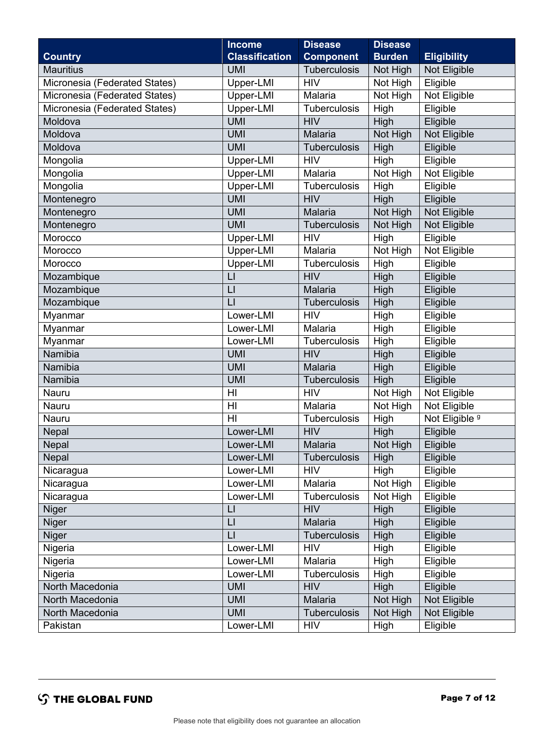| Country | Income Classification | Disease Component | Disease Burden | Eligibility |
|---|---|---|---|---|
| Mauritius | UMI | Tuberculosis | Not High | Not Eligible |
| Micronesia (Federated States) | Upper-LMI | HIV | Not High | Eligible |
| Micronesia (Federated States) | Upper-LMI | Malaria | Not High | Not Eligible |
| Micronesia (Federated States) | Upper-LMI | Tuberculosis | High | Eligible |
| Moldova | UMI | HIV | High | Eligible |
| Moldova | UMI | Malaria | Not High | Not Eligible |
| Moldova | UMI | Tuberculosis | High | Eligible |
| Mongolia | Upper-LMI | HIV | High | Eligible |
| Mongolia | Upper-LMI | Malaria | Not High | Not Eligible |
| Mongolia | Upper-LMI | Tuberculosis | High | Eligible |
| Montenegro | UMI | HIV | High | Eligible |
| Montenegro | UMI | Malaria | Not High | Not Eligible |
| Montenegro | UMI | Tuberculosis | Not High | Not Eligible |
| Morocco | Upper-LMI | HIV | High | Eligible |
| Morocco | Upper-LMI | Malaria | Not High | Not Eligible |
| Morocco | Upper-LMI | Tuberculosis | High | Eligible |
| Mozambique | LI | HIV | High | Eligible |
| Mozambique | LI | Malaria | High | Eligible |
| Mozambique | LI | Tuberculosis | High | Eligible |
| Myanmar | Lower-LMI | HIV | High | Eligible |
| Myanmar | Lower-LMI | Malaria | High | Eligible |
| Myanmar | Lower-LMI | Tuberculosis | High | Eligible |
| Namibia | UMI | HIV | High | Eligible |
| Namibia | UMI | Malaria | High | Eligible |
| Namibia | UMI | Tuberculosis | High | Eligible |
| Nauru | HI | HIV | Not High | Not Eligible |
| Nauru | HI | Malaria | Not High | Not Eligible |
| Nauru | HI | Tuberculosis | High | Not Eligible [9] |
| Nepal | Lower-LMI | HIV | High | Eligible |
| Nepal | Lower-LMI | Malaria | Not High | Eligible |
| Nepal | Lower-LMI | Tuberculosis | High | Eligible |
| Nicaragua | Lower-LMI | HIV | High | Eligible |
| Nicaragua | Lower-LMI | Malaria | Not High | Eligible |
| Nicaragua | Lower-LMI | Tuberculosis | Not High | Eligible |
| Niger | LI | HIV | High | Eligible |
| Niger | LI | Malaria | High | Eligible |
| Niger | LI | Tuberculosis | High | Eligible |
| Nigeria | Lower-LMI | HIV | High | Eligible |
| Nigeria | Lower-LMI | Malaria | High | Eligible |
| Nigeria | Lower-LMI | Tuberculosis | High | Eligible |
| North Macedonia | UMI | HIV | High | Eligible |
| North Macedonia | UMI | Malaria | Not High | Not Eligible |
| North Macedonia | UMI | Tuberculosis | Not High | Not Eligible |
| Pakistan | Lower-LMI | HIV | High | Eligible |

Please note that eligibility does not guarantee an allocation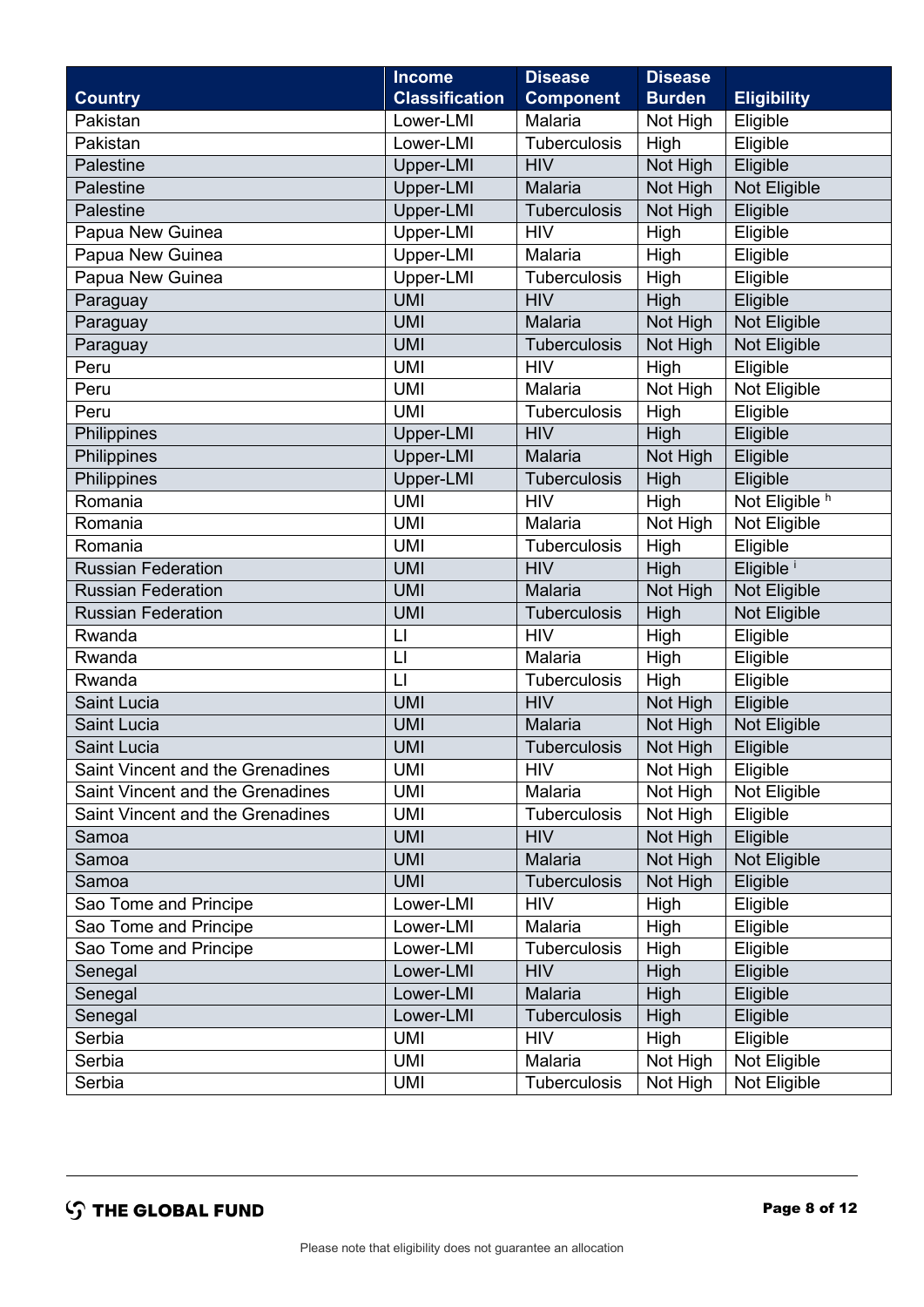| Country | Income Classification | Disease Component | Disease Burden | Eligibility |
|---|---|---|---|---|
| Pakistan | Lower-LMI | Malaria | Not High | Eligible |
| Pakistan | Lower-LMI | Tuberculosis | High | Eligible |
| Palestine | Upper-LMI | HIV | Not High | Eligible |
| Palestine | Upper-LMI | Malaria | Not High | Not Eligible |
| Palestine | Upper-LMI | Tuberculosis | Not High | Eligible |
| Papua New Guinea | Upper-LMI | HIV | High | Eligible |
| Papua New Guinea | Upper-LMI | Malaria | High | Eligible |
| Papua New Guinea | Upper-LMI | Tuberculosis | High | Eligible |
| Paraguay | UMI | HIV | High | Eligible |
| Paraguay | UMI | Malaria | Not High | Not Eligible |
| Paraguay | UMI | Tuberculosis | Not High | Not Eligible |
| Peru | UMI | HIV | High | Eligible |
| Peru | UMI | Malaria | Not High | Not Eligible |
| Peru | UMI | Tuberculosis | High | Eligible |
| Philippines | Upper-LMI | HIV | High | Eligible |
| Philippines | Upper-LMI | Malaria | Not High | Eligible |
| Philippines | Upper-LMI | Tuberculosis | High | Eligible |
| Romania | UMI | HIV | High | Not Eligible [h] |
| Romania | UMI | Malaria | Not High | Not Eligible |
| Romania | UMI | Tuberculosis | High | Eligible |
| Russian Federation | UMI | HIV | High | Eligible [i] |
| Russian Federation | UMI | Malaria | Not High | Not Eligible |
| Russian Federation | UMI | Tuberculosis | High | Not Eligible |
| Rwanda | LI | HIV | High | Eligible |
| Rwanda | LI | Malaria | High | Eligible |
| Rwanda | LI | Tuberculosis | High | Eligible |
| Saint Lucia | UMI | HIV | Not High | Eligible |
| Saint Lucia | UMI | Malaria | Not High | Not Eligible |
| Saint Lucia | UMI | Tuberculosis | Not High | Eligible |
| Saint Vincent and the Grenadines | UMI | HIV | Not High | Eligible |
| Saint Vincent and the Grenadines | UMI | Malaria | Not High | Not Eligible |
| Saint Vincent and the Grenadines | UMI | Tuberculosis | Not High | Eligible |
| Samoa | UMI | HIV | Not High | Eligible |
| Samoa | UMI | Malaria | Not High | Not Eligible |
| Samoa | UMI | Tuberculosis | Not High | Eligible |
| Sao Tome and Principe | Lower-LMI | HIV | High | Eligible |
| Sao Tome and Principe | Lower-LMI | Malaria | High | Eligible |
| Sao Tome and Principe | Lower-LMI | Tuberculosis | High | Eligible |
| Senegal | Lower-LMI | HIV | High | Eligible |
| Senegal | Lower-LMI | Malaria | High | Eligible |
| Senegal | Lower-LMI | Tuberculosis | High | Eligible |
| Serbia | UMI | HIV | High | Eligible |
| Serbia | UMI | Malaria | Not High | Not Eligible |
| Serbia | UMI | Tuberculosis | Not High | Not Eligible |

Please note that eligibility does not guarantee an allocation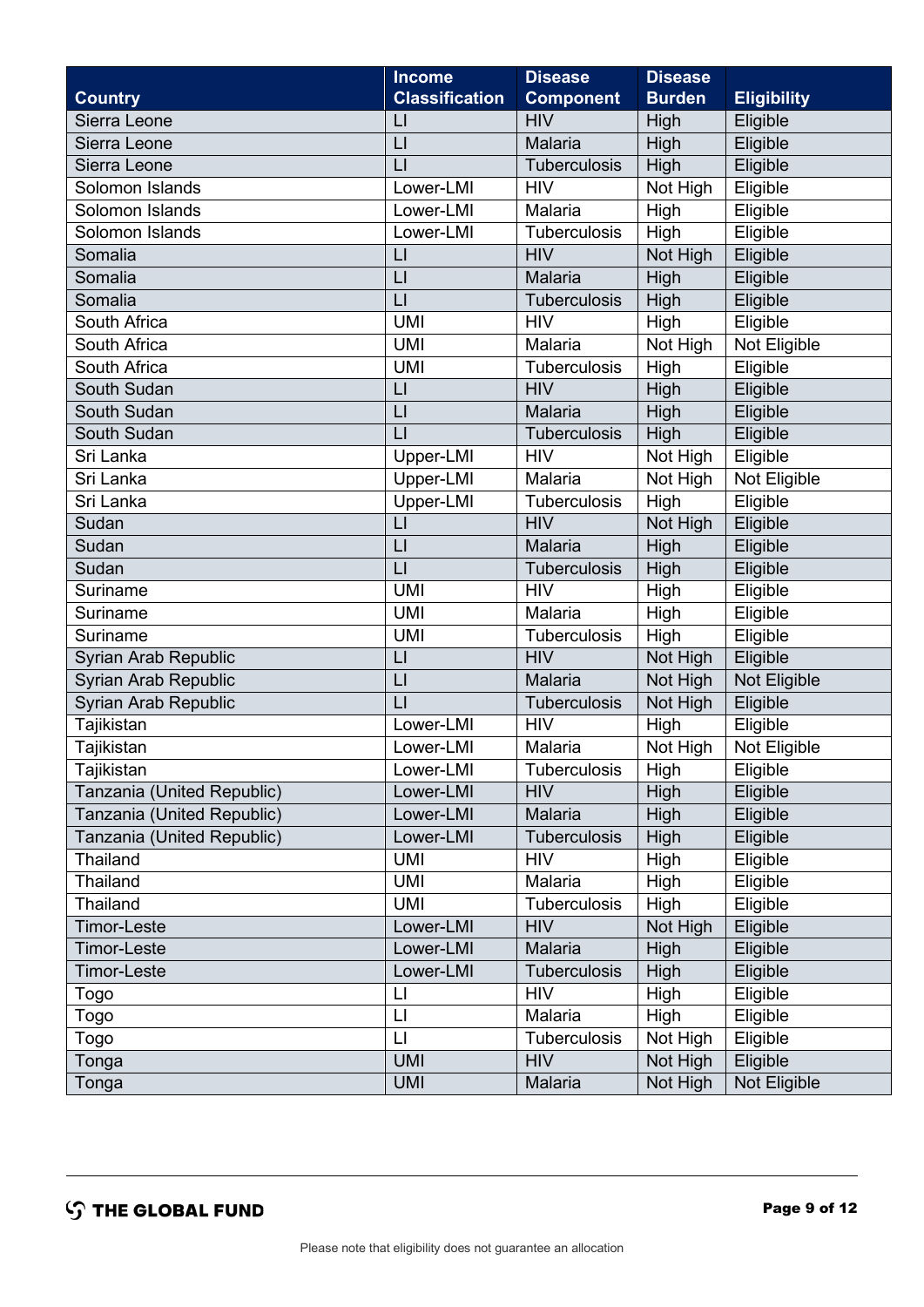| Country | Income Classification | Disease Component | Disease Burden | Eligibility |
|---|---|---|---|---|
| Sierra Leone | LI | HIV | High | Eligible |
| Sierra Leone | LI | Malaria | High | Eligible |
| Sierra Leone | LI | Tuberculosis | High | Eligible |
| Solomon Islands | Lower-LMI | HIV | Not High | Eligible |
| Solomon Islands | Lower-LMI | Malaria | High | Eligible |
| Solomon Islands | Lower-LMI | Tuberculosis | High | Eligible |
| Somalia | LI | HIV | Not High | Eligible |
| Somalia | LI | Malaria | High | Eligible |
| Somalia | LI | Tuberculosis | High | Eligible |
| South Africa | UMI | HIV | High | Eligible |
| South Africa | UMI | Malaria | Not High | Not Eligible |
| South Africa | UMI | Tuberculosis | High | Eligible |
| South Sudan | LI | HIV | High | Eligible |
| South Sudan | LI | Malaria | High | Eligible |
| South Sudan | LI | Tuberculosis | High | Eligible |
| Sri Lanka | Upper-LMI | HIV | Not High | Eligible |
| Sri Lanka | Upper-LMI | Malaria | Not High | Not Eligible |
| Sri Lanka | Upper-LMI | Tuberculosis | High | Eligible |
| Sudan | LI | HIV | Not High | Eligible |
| Sudan | LI | Malaria | High | Eligible |
| Sudan | LI | Tuberculosis | High | Eligible |
| Suriname | UMI | HIV | High | Eligible |
| Suriname | UMI | Malaria | High | Eligible |
| Suriname | UMI | Tuberculosis | High | Eligible |
| Syrian Arab Republic | LI | HIV | Not High | Eligible |
| Syrian Arab Republic | LI | Malaria | Not High | Not Eligible |
| Syrian Arab Republic | LI | Tuberculosis | Not High | Eligible |
| Tajikistan | Lower-LMI | HIV | High | Eligible |
| Tajikistan | Lower-LMI | Malaria | Not High | Not Eligible |
| Tajikistan | Lower-LMI | Tuberculosis | High | Eligible |
| Tanzania (United Republic) | Lower-LMI | HIV | High | Eligible |
| Tanzania (United Republic) | Lower-LMI | Malaria | High | Eligible |
| Tanzania (United Republic) | Lower-LMI | Tuberculosis | High | Eligible |
| Thailand | UMI | HIV | High | Eligible |
| Thailand | UMI | Malaria | High | Eligible |
| Thailand | UMI | Tuberculosis | High | Eligible |
| Timor-Leste | Lower-LMI | HIV | Not High | Eligible |
| Timor-Leste | Lower-LMI | Malaria | High | Eligible |
| Timor-Leste | Lower-LMI | Tuberculosis | High | Eligible |
| Togo | LI | HIV | High | Eligible |
| Togo | LI | Malaria | High | Eligible |
| Togo | LI | Tuberculosis | Not High | Eligible |
| Tonga | UMI | HIV | Not High | Eligible |
| Tonga | UMI | Malaria | Not High | Not Eligible |

Please note that eligibility does not guarantee an allocation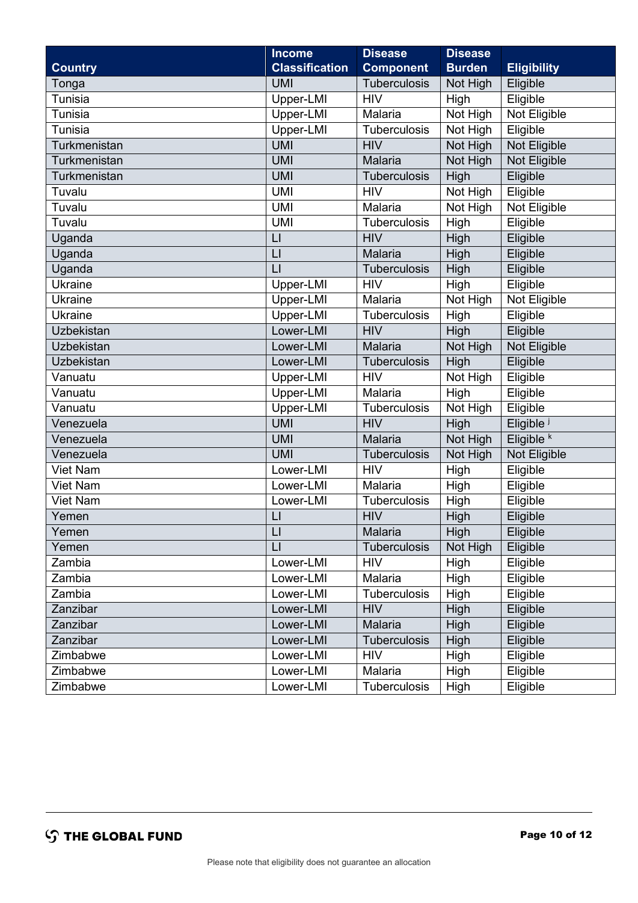| Country | Income Classification | Disease Component | Disease Burden | Eligibility |
| --- | --- | --- | --- | --- |
| Tonga | UMI | Tuberculosis | Not High | Eligible |
| Tunisia | Upper-LMI | HIV | High | Eligible |
| Tunisia | Upper-LMI | Malaria | Not High | Not Eligible |
| Tunisia | Upper-LMI | Tuberculosis | Not High | Eligible |
| Turkmenistan | UMI | HIV | Not High | Not Eligible |
| Turkmenistan | UMI | Malaria | Not High | Not Eligible |
| Turkmenistan | UMI | Tuberculosis | High | Eligible |
| Tuvalu | UMI | HIV | Not High | Eligible |
| Tuvalu | UMI | Malaria | Not High | Not Eligible |
| Tuvalu | UMI | Tuberculosis | High | Eligible |
| Uganda | LI | HIV | High | Eligible |
| Uganda | LI | Malaria | High | Eligible |
| Uganda | LI | Tuberculosis | High | Eligible |
| Ukraine | Upper-LMI | HIV | High | Eligible |
| Ukraine | Upper-LMI | Malaria | Not High | Not Eligible |
| Ukraine | Upper-LMI | Tuberculosis | High | Eligible |
| Uzbekistan | Lower-LMI | HIV | High | Eligible |
| Uzbekistan | Lower-LMI | Malaria | Not High | Not Eligible |
| Uzbekistan | Lower-LMI | Tuberculosis | High | Eligible |
| Vanuatu | Upper-LMI | HIV | Not High | Eligible |
| Vanuatu | Upper-LMI | Malaria | High | Eligible |
| Vanuatu | Upper-LMI | Tuberculosis | Not High | Eligible |
| Venezuela | UMI | HIV | High | Eligible [j] |
| Venezuela | UMI | Malaria | Not High | Eligible [k] |
| Venezuela | UMI | Tuberculosis | Not High | Not Eligible |
| Viet Nam | Lower-LMI | HIV | High | Eligible |
| Viet Nam | Lower-LMI | Malaria | High | Eligible |
| Viet Nam | Lower-LMI | Tuberculosis | High | Eligible |
| Yemen | LI | HIV | High | Eligible |
| Yemen | LI | Malaria | High | Eligible |
| Yemen | LI | Tuberculosis | Not High | Eligible |
| Zambia | Lower-LMI | HIV | High | Eligible |
| Zambia | Lower-LMI | Malaria | High | Eligible |
| Zambia | Lower-LMI | Tuberculosis | High | Eligible |
| Zanzibar | Lower-LMI | HIV | High | Eligible |
| Zanzibar | Lower-LMI | Malaria | High | Eligible |
| Zanzibar | Lower-LMI | Tuberculosis | High | Eligible |
| Zimbabwe | Lower-LMI | HIV | High | Eligible |
| Zimbabwe | Lower-LMI | Malaria | High | Eligible |
| Zimbabwe | Lower-LMI | Tuberculosis | High | Eligible |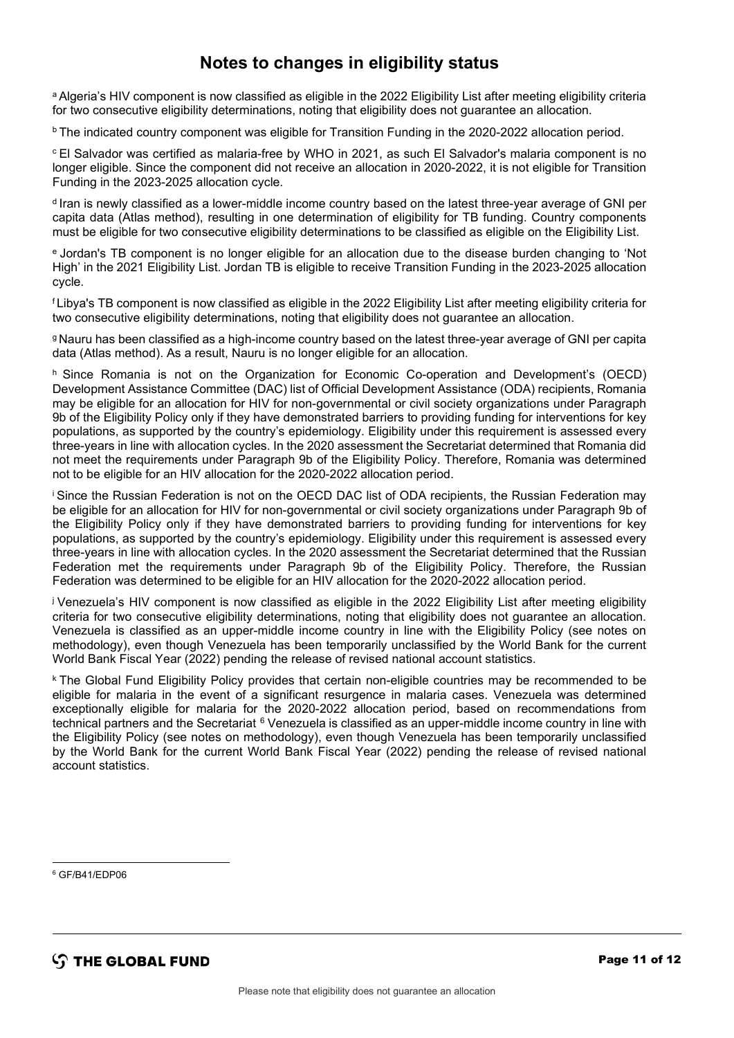# Notes to changes in eligibility status

[a] Algeria's HIV component is now classified as eligible in the 2022 Eligibility List after meeting eligibility criteria for two consecutive eligibility determinations, noting that eligibility does not guarantee an allocation.

[b] The indicated country component was eligible for Transition Funding in the 2020-2022 allocation period.

[c] El Salvador was certified as malaria-free by WHO in 2021, as such El Salvador's malaria component is no longer eligible. Since the component did not receive an allocation in 2020-2022, it is not eligible for Transition Funding in the 2023-2025 allocation cycle.

[d] Iran is newly classified as a lower-middle income country based on the latest three-year average of GNI per capita data (Atlas method), resulting in one determination of eligibility for TB funding. Country components must be eligible for two consecutive eligibility determinations to be classified as eligible on the Eligibility List.

[e] Jordan's TB component is no longer eligible for an allocation due to the disease burden changing to 'Not High' in the 2021 Eligibility List. Jordan TB is eligible to receive Transition Funding in the 2023-2025 allocation cycle.

[f] Libya's TB component is now classified as eligible in the 2022 Eligibility List after meeting eligibility criteria for two consecutive eligibility determinations, noting that eligibility does not guarantee an allocation.

[g] Nauru has been classified as a high-income country based on the latest three-year average of GNI per capita data (Atlas method). As a result, Nauru is no longer eligible for an allocation.

[h] Since Romania is not on the Organization for Economic Co-operation and Development's (OECD) Development Assistance Committee (DAC) list of Official Development Assistance (ODA) recipients, Romania may be eligible for an allocation for HIV for non-governmental or civil society organizations under Paragraph 9b of the Eligibility Policy only if they have demonstrated barriers to providing funding for interventions for key populations, as supported by the country's epidemiology. Eligibility under this requirement is assessed every three-years in line with allocation cycles. In the 2020 assessment the Secretariat determined that Romania did not meet the requirements under Paragraph 9b of the Eligibility Policy. Therefore, Romania was determined not to be eligible for an HIV allocation for the 2020-2022 allocation period.

[i] Since the Russian Federation is not on the OECD DAC list of ODA recipients, the Russian Federation may be eligible for an allocation for HIV for non-governmental or civil society organizations under Paragraph 9b of the Eligibility Policy only if they have demonstrated barriers to providing funding for interventions for key populations, as supported by the country's epidemiology. Eligibility under this requirement is assessed every three-years in line with allocation cycles. In the 2020 assessment the Secretariat determined that the Russian Federation met the requirements under Paragraph 9b of the Eligibility Policy. Therefore, the Russian Federation was determined to be eligible for an HIV allocation for the 2020-2022 allocation period.

[j] Venezuela's HIV component is now classified as eligible in the 2022 Eligibility List after meeting eligibility criteria for two consecutive eligibility determinations, noting that eligibility does not guarantee an allocation. Venezuela is classified as an upper-middle income country in line with the Eligibility Policy (see notes on methodology), even though Venezuela has been temporarily unclassified by the World Bank for the current World Bank Fiscal Year (2022) pending the release of revised national account statistics.

[k] The Global Fund Eligibility Policy provides that certain non-eligible countries may be recommended to be eligible for malaria in the event of a significant resurgence in malaria cases. Venezuela was determined exceptionally eligible for malaria for the 2020-2022 allocation period, based on recommendations from technical partners and the Secretariat [6] Venezuela is classified as an upper-middle income country in line with the Eligibility Policy (see notes on methodology), even though Venezuela has been temporarily unclassified by the World Bank for the current World Bank Fiscal Year (2022) pending the release of revised national account statistics.

---

[6] GF/B41/EDP06

Please note that eligibility does not guarantee an allocation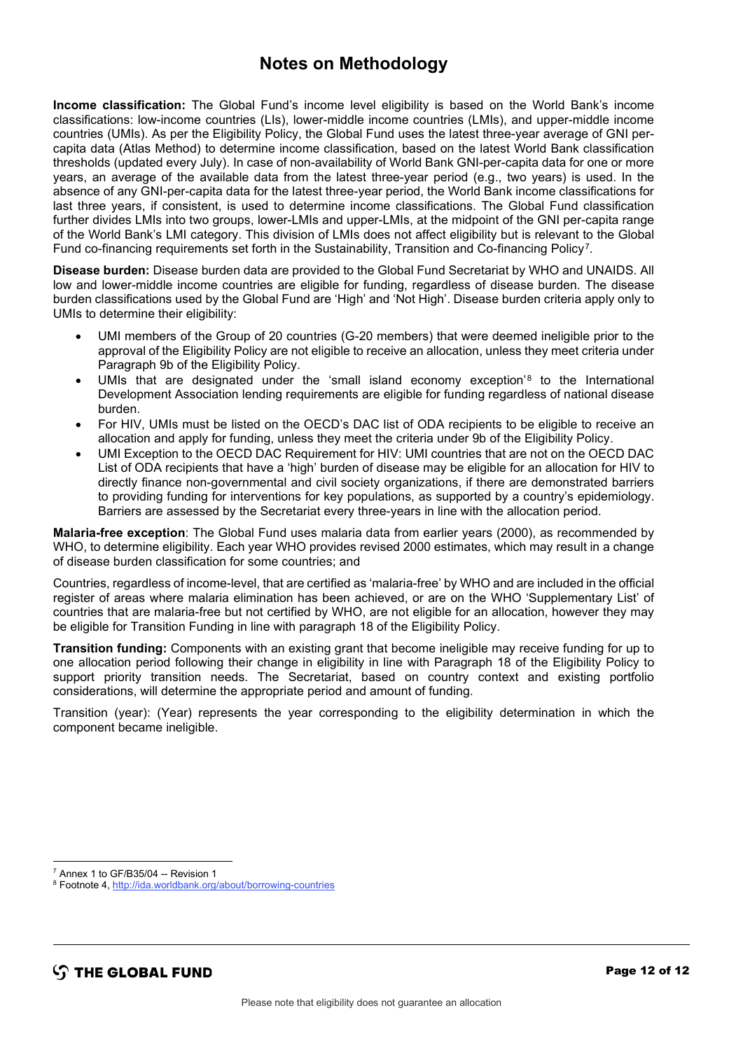# Notes on Methodology

**Income classification:** The Global Fund's income level eligibility is based on the World Bank's income classifications: low-income countries (LIs), lower-middle income countries (LMIs), and upper-middle income countries (UMIs). As per the Eligibility Policy, the Global Fund uses the latest three-year average of GNI per-capita data (Atlas Method) to determine income classification, based on the latest World Bank classification thresholds (updated every July). In case of non-availability of World Bank GNI-per-capita data for one or more years, an average of the available data from the latest three-year period (e.g., two years) is used. In the absence of any GNI-per-capita data for the latest three-year period, the World Bank income classifications for last three years, if consistent, is used to determine income classifications. The Global Fund classification further divides LMIs into two groups, lower-LMIs and upper-LMIs, at the midpoint of the GNI per-capita range of the World Bank's LMI category. This division of LMIs does not affect eligibility but is relevant to the Global Fund co-financing requirements set forth in the Sustainability, Transition and Co-financing Policy[7].

**Disease burden:** Disease burden data are provided to the Global Fund Secretariat by WHO and UNAIDS. All low and lower-middle income countries are eligible for funding, regardless of disease burden. The disease burden classifications used by the Global Fund are 'High' and 'Not High'. Disease burden criteria apply only to UMIs to determine their eligibility:

- UMI members of the Group of 20 countries (G-20 members) that were deemed ineligible prior to the approval of the Eligibility Policy are not eligible to receive an allocation, unless they meet criteria under Paragraph 9b of the Eligibility Policy.
- UMIs that are designated under the 'small island economy exception'[8] to the International Development Association lending requirements are eligible for funding regardless of national disease burden.
- For HIV, UMIs must be listed on the OECD's DAC list of ODA recipients to be eligible to receive an allocation and apply for funding, unless they meet the criteria under 9b of the Eligibility Policy.
- UMI Exception to the OECD DAC Requirement for HIV: UMI countries that are not on the OECD DAC List of ODA recipients that have a 'high' burden of disease may be eligible for an allocation for HIV to directly finance non-governmental and civil society organizations, if there are demonstrated barriers to providing funding for interventions for key populations, as supported by a country's epidemiology. Barriers are assessed by the Secretariat every three-years in line with the allocation period.

**Malaria-free exception**: The Global Fund uses malaria data from earlier years (2000), as recommended by WHO, to determine eligibility. Each year WHO provides revised 2000 estimates, which may result in a change of disease burden classification for some countries; and

Countries, regardless of income-level, that are certified as 'malaria-free' by WHO and are included in the official register of areas where malaria elimination has been achieved, or are on the WHO 'Supplementary List' of countries that are malaria-free but not certified by WHO, are not eligible for an allocation, however they may be eligible for Transition Funding in line with paragraph 18 of the Eligibility Policy.

**Transition funding:** Components with an existing grant that become ineligible may receive funding for up to one allocation period following their change in eligibility in line with Paragraph 18 of the Eligibility Policy to support priority transition needs. The Secretariat, based on country context and existing portfolio considerations, will determine the appropriate period and amount of funding.

Transition (year): (Year) represents the year corresponding to the eligibility determination in which the component became ineligible.

[7] Annex 1 to GF/B35/04 -- Revision 1

[8] Footnote 4, http://ida.worldbank.org/about/borrowing-countries

Please note that eligibility does not guarantee an allocation